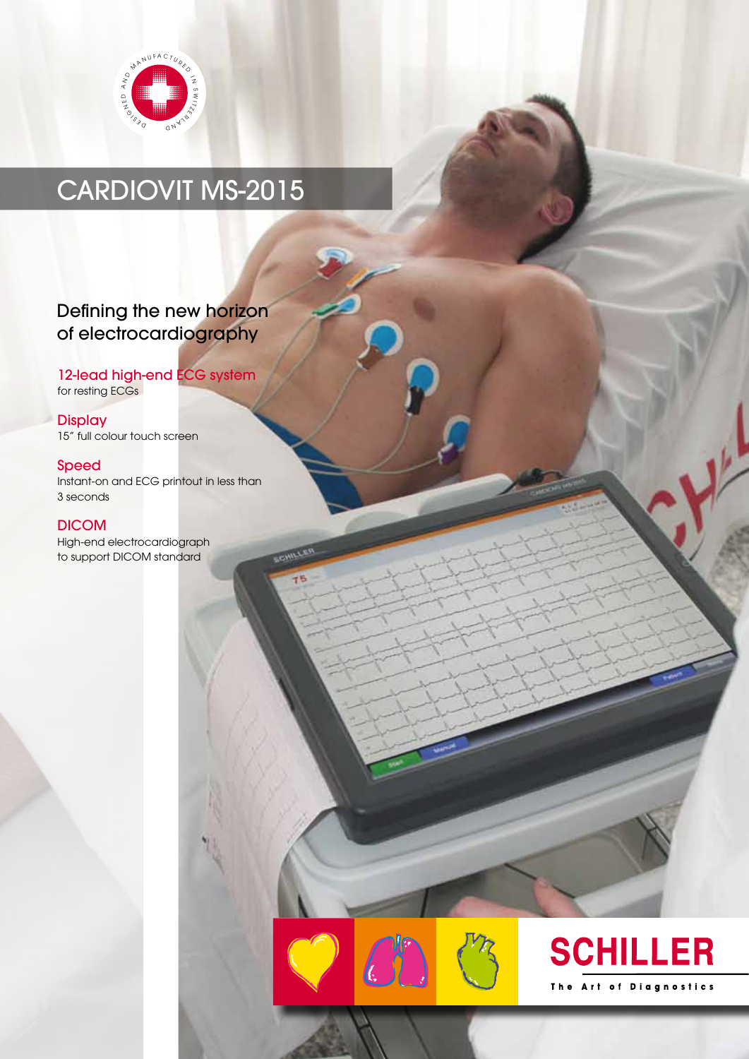# CARDIOVIT MS-2015

## Defining the new horizon of electrocardiography

**12-lead high-end ECG system**
for resting ECGs

**Display**
15″ full colour touch screen

**Speed**
Instant-on and ECG printout in less than 3 seconds

**DICOM**
High-end electrocardiograph to support DICOM standard

SCHILLER
The Art of Diagnostics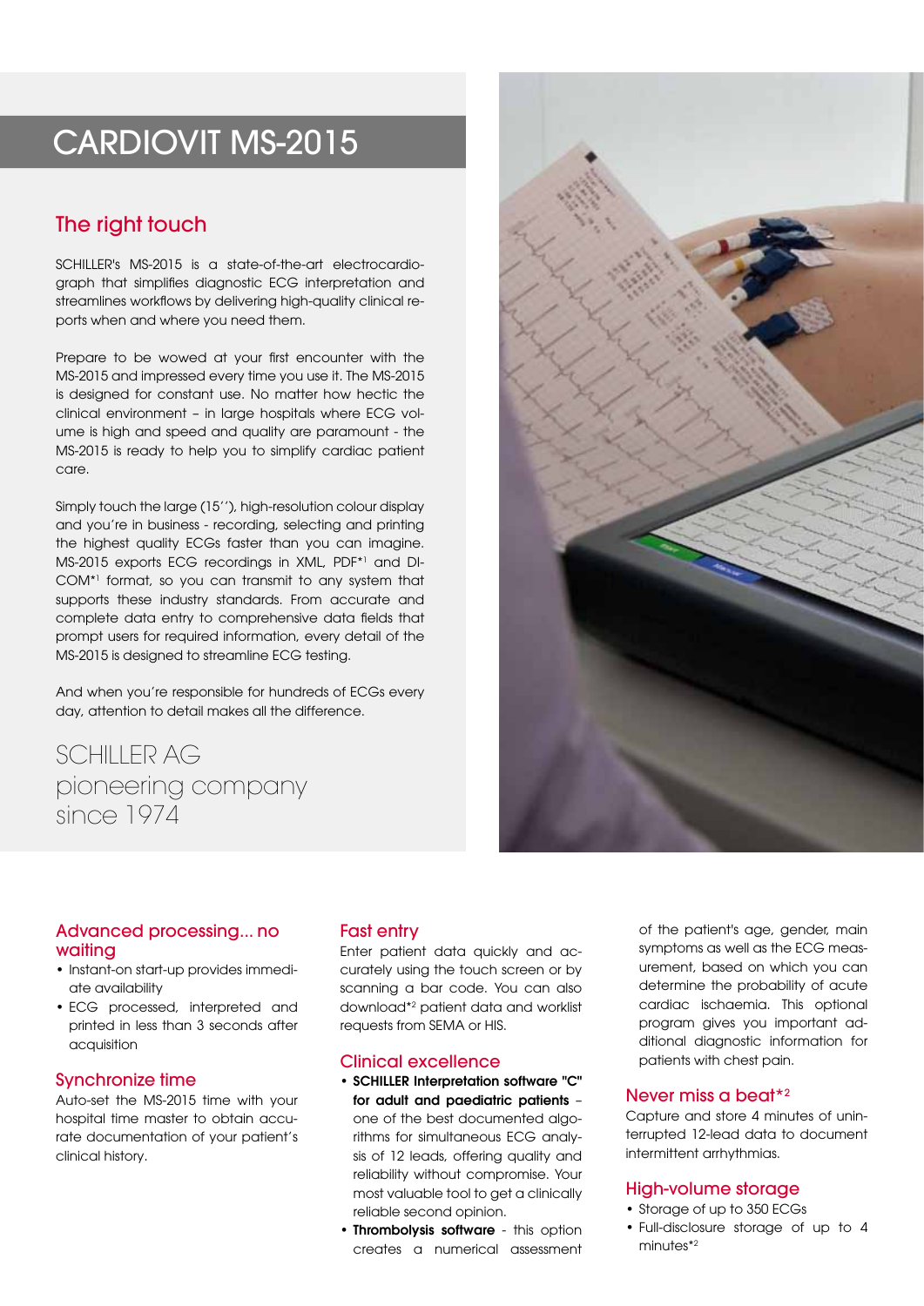# CARDIOVIT MS-2015

## The right touch

SCHILLER's MS-2015 is a state-of-the-art electrocardiograph that simplifies diagnostic ECG interpretation and streamlines workflows by delivering high-quality clinical reports when and where you need them.

Prepare to be wowed at your first encounter with the MS-2015 and impressed every time you use it. The MS-2015 is designed for constant use. No matter how hectic the clinical environment – in large hospitals where ECG volume is high and speed and quality are paramount - the MS-2015 is ready to help you to simplify cardiac patient care.

Simply touch the large (15''), high-resolution colour display and you're in business - recording, selecting and printing the highest quality ECGs faster than you can imagine. MS-2015 exports ECG recordings in XML, PDF*[1] and DICOM*[1] format, so you can transmit to any system that supports these industry standards. From accurate and complete data entry to comprehensive data fields that prompt users for required information, every detail of the MS-2015 is designed to streamline ECG testing.

And when you're responsible for hundreds of ECGs every day, attention to detail makes all the difference.

SCHILLER AG
pioneering company
since 1974

## Advanced processing... no waiting

- Instant-on start-up provides immediate availability
- ECG processed, interpreted and printed in less than 3 seconds after acquisition

## Synchronize time

Auto-set the MS-2015 time with your hospital time master to obtain accurate documentation of your patient's clinical history.

## Fast entry

Enter patient data quickly and accurately using the touch screen or by scanning a bar code. You can also download*[2] patient data and worklist requests from SEMA or HIS.

## Clinical excellence

- **SCHILLER Interpretation software "C" for adult and paediatric patients** – one of the best documented algorithms for simultaneous ECG analysis of 12 leads, offering quality and reliability without compromise. Your most valuable tool to get a clinically reliable second opinion.
- **Thrombolysis software** - this option creates a numerical assessment of the patient's age, gender, main symptoms as well as the ECG measurement, based on which you can determine the probability of acute cardiac ischaemia. This optional program gives you important additional diagnostic information for patients with chest pain.

## Never miss a beat*[2]

Capture and store 4 minutes of uninterrupted 12-lead data to document intermittent arrhythmias.

## High-volume storage

- Storage of up to 350 ECGs
- Full-disclosure storage of up to 4 minutes*[2]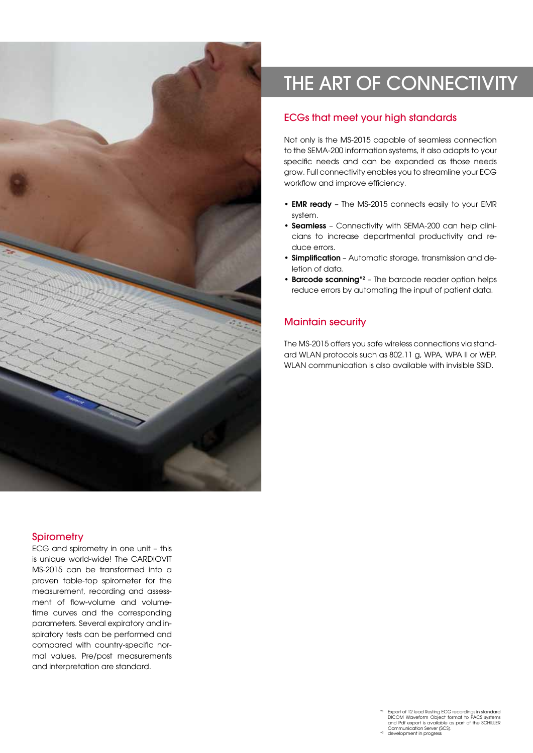# THE ART OF CONNECTIVITY

## ECGs that meet your high standards

Not only is the MS-2015 capable of seamless connection to the SEMA-200 information systems, it also adapts to your specific needs and can be expanded as those needs grow. Full connectivity enables you to streamline your ECG workflow and improve efficiency.

- **EMR ready** – The MS-2015 connects easily to your EMR system.
- **Seamless** – Connectivity with SEMA-200 can help clinicians to increase departmental productivity and reduce errors.
- **Simplification** – Automatic storage, transmission and deletion of data.
- **Barcode scanning*2** – The barcode reader option helps reduce errors by automating the input of patient data.

## Maintain security

The MS-2015 offers you safe wireless connections via standard WLAN protocols such as 802.11 g, WPA, WPA II or WEP. WLAN communication is also available with invisible SSID.

## Spirometry

ECG and spirometry in one unit – this is unique world-wide! The CARDIOVIT MS-2015 can be transformed into a proven table-top spirometer for the measurement, recording and assessment of flow-volume and volume-time curves and the corresponding parameters. Several expiratory and inspiratory tests can be performed and compared with country-specific normal values. Pre/post measurements and interpretation are standard.

*1 Export of 12 lead Resting ECG recordings in standard DICOM Waveform Object format to PACS systems and Pdf export is available as part of the SCHILLER Communication Server (SCS).
*2 development in progress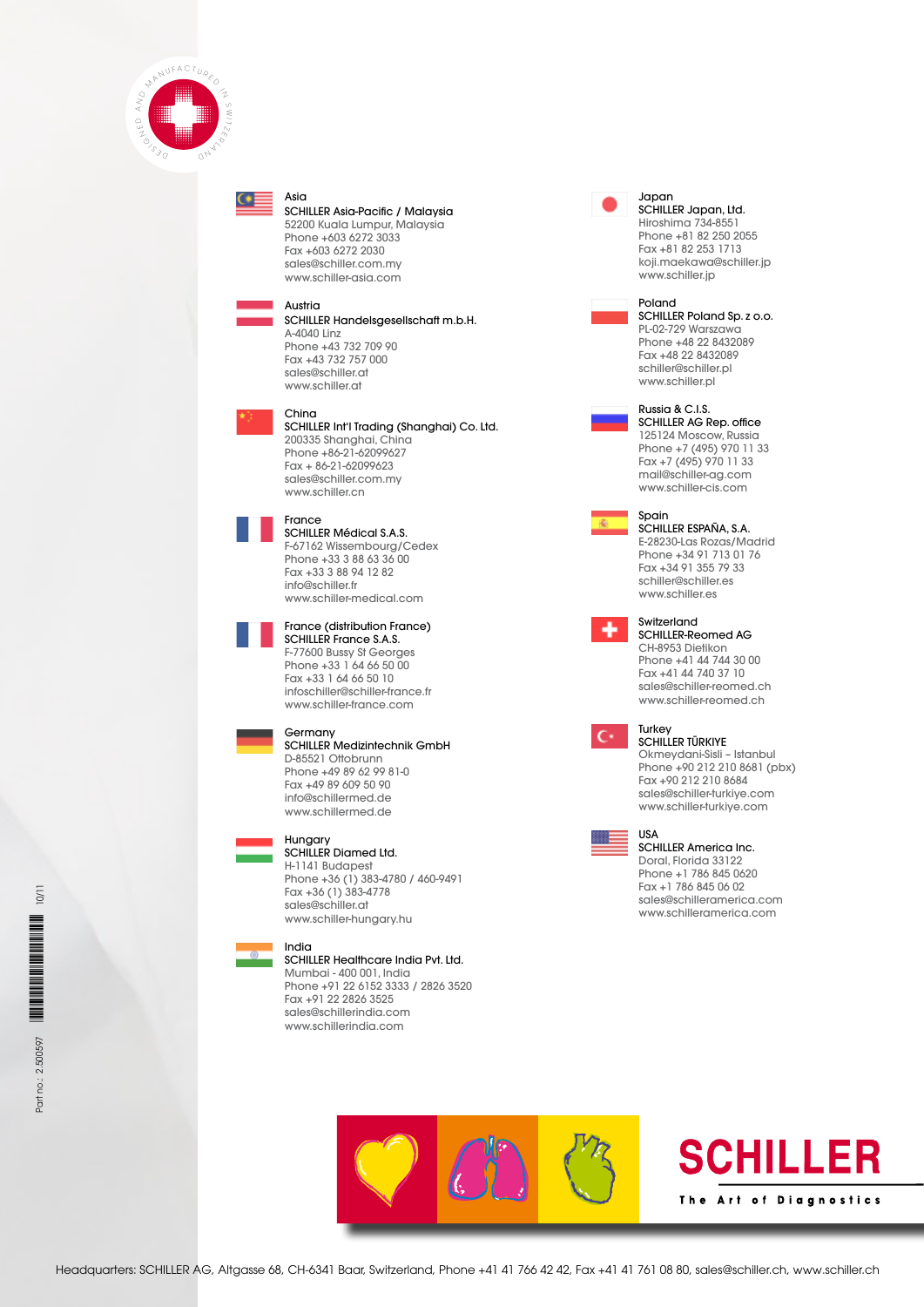DESIGNED AND MANUFACTURED IN SWITZERLAND

**Asia**
SCHILLER Asia-Pacific / Malaysia
52200 Kuala Lumpur, Malaysia
Phone +603 6272 3033
Fax +603 6272 2030
sales@schiller.com.my
www.schiller-asia.com

**Austria**
SCHILLER Handelsgesellschaft m.b.H.
A-4040 Linz
Phone +43 732 709 90
Fax +43 732 757 000
sales@schiller.at
www.schiller.at

**China**
SCHILLER Int'l Trading (Shanghai) Co. Ltd.
200335 Shanghai, China
Phone +86-21-62099627
Fax + 86-21-62099623
sales@schiller.com.my
www.schiller.cn

**France**
SCHILLER Médical S.A.S.
F-67162 Wissembourg/Cedex
Phone +33 3 88 63 36 00
Fax +33 3 88 94 12 82
info@schiller.fr
www.schiller-medical.com

**France (distribution France)**
SCHILLER France S.A.S.
F-77600 Bussy St Georges
Phone +33 1 64 66 50 00
Fax +33 1 64 66 50 10
infoschiller@schiller-france.fr
www.schiller-france.com

**Germany**
SCHILLER Medizintechnik GmbH
D-85521 Ottobrunn
Phone +49 89 62 99 81-0
Fax +49 89 609 50 90
info@schillermed.de
www.schillermed.de

**Hungary**
SCHILLER Diamed Ltd.
H-1141 Budapest
Phone +36 (1) 383-4780 / 460-9491
Fax +36 (1) 383-4778
sales@schiller.at
www.schiller-hungary.hu

**India**
SCHILLER Healthcare India Pvt. Ltd.
Mumbai - 400 001, India
Phone +91 22 6152 3333 / 2826 3520
Fax +91 22 2826 3525
sales@schillerindia.com
www.schillerindia.com

**Japan**
SCHILLER Japan, Ltd.
Hiroshima 734-8551
Phone +81 82 250 2055
Fax +81 82 253 1713
koji.maekawa@schiller.jp
www.schiller.jp

**Poland**
SCHILLER Poland Sp. z o.o.
PL-02-729 Warszawa
Phone +48 22 8432089
Fax +48 22 8432089
schiller@schiller.pl
www.schiller.pl

**Russia & C.I.S.**
SCHILLER AG Rep. office
125124 Moscow, Russia
Phone +7 (495) 970 11 33
Fax +7 (495) 970 11 33
mail@schiller-ag.com
www.schiller-cis.com

**Spain**
SCHILLER ESPAÑA, S.A.
E-28230-Las Rozas/Madrid
Phone +34 91 713 01 76
Fax +34 91 355 79 33
schiller@schiller.es
www.schiller.es

**Switzerland**
SCHILLER-Reomed AG
CH-8953 Dietikon
Phone +41 44 744 30 00
Fax +41 44 740 37 10
sales@schiller-reomed.ch
www.schiller-reomed.ch

**Turkey**
SCHILLER TÜRKIYE
Okmeydani-Sisli – Istanbul
Phone +90 212 210 8681 (pbx)
Fax +90 212 210 8684
sales@schiller-turkiye.com
www.schiller-turkiye.com

**USA**
SCHILLER America Inc.
Doral, Florida 33122
Phone +1 786 845 0620
Fax +1 786 845 06 02
sales@schilleramerica.com
www.schilleramerica.com

Part no.: 2.500597 10/11

SCHILLER
The Art of Diagnostics

Headquarters: SCHILLER AG, Altgasse 68, CH-6341 Baar, Switzerland, Phone +41 41 766 42 42, Fax +41 41 761 08 80, sales@schiller.ch, www.schiller.ch